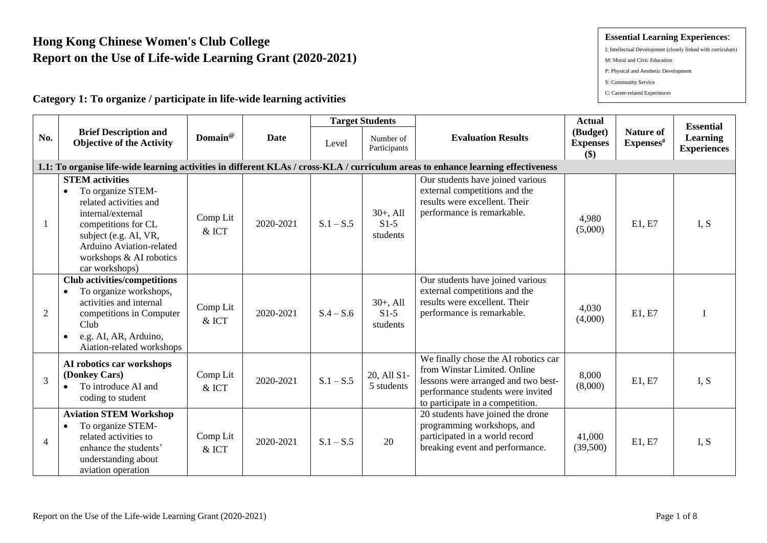# Hong Kong Chinese Women's Club College
# Report on the Use of Life-wide Learning Grant (2020-2021)

**Essential Learning Experiences**:

I: Intellectual Development (closely linked with curriculum)
M: Moral and Civic Education
P: Physical and Aesthetic Development
S: Community Service
C: Career-related Experiences

## Category 1: To organize / participate in life-wide learning activities

| No. | Brief Description and Objective of the Activity | Domain@ | Date | Target Students | | Evaluation Results | Actual (Budget) Expenses ($) | Nature of Expenses# | Essential Learning Experiences |
|---|---|---|---|---|---|---|---|---|---|
| | | | | Level | Number of Participants | | | | |
| **1.1: To organise life-wide learning activities in different KLAs / cross-KLA / curriculum areas to enhance learning effectiveness** | | | | | | | | | |
| 1 | **STEM activities**<br>• To organize STEM-related activities and internal/external competitions for CL subject (e.g. AI, VR, Arduino Aviation-related workshops & AI robotics car workshops) | Comp Lit & ICT | 2020-2021 | S.1 – S.5 | 30+, All S1-5 students | Our students have joined various external competitions and the results were excellent. Their performance is remarkable. | 4,980 (5,000) | E1, E7 | I, S |
| 2 | **Club activities/competitions**<br>• To organize workshops, activities and internal competitions in Computer Club<br>• e.g. AI, AR, Arduino, Aiation-related workshops | Comp Lit & ICT | 2020-2021 | S.4 – S.6 | 30+, All S1-5 students | Our students have joined various external competitions and the results were excellent. Their performance is remarkable. | 4,030 (4,000) | E1, E7 | I |
| 3 | **AI robotics car workshops (Donkey Cars)**<br>• To introduce AI and coding to student | Comp Lit & ICT | 2020-2021 | S.1 – S.5 | 20, All S1-5 students | We finally chose the AI robotics car from Winstar Limited. Online lessons were arranged and two best-performance students were invited to participate in a competition. | 8,000 (8,000) | E1, E7 | I, S |
| 4 | **Aviation STEM Workshop**<br>• To organize STEM-related activities to enhance the students' understanding about aviation operation | Comp Lit & ICT | 2020-2021 | S.1 – S.5 | 20 | 20 students have joined the drone programming workshops, and participated in a world record breaking event and performance. | 41,000 (39,500) | E1, E7 | I, S |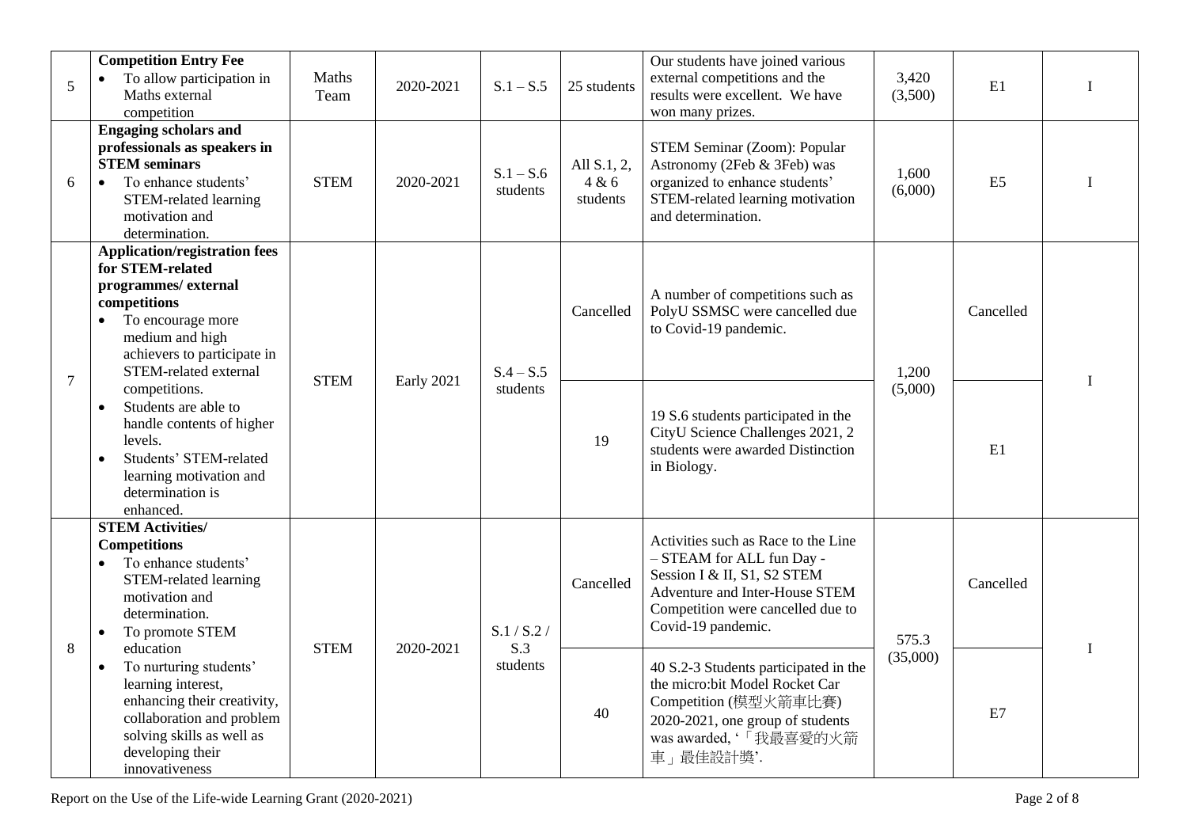| 5 | **Competition Entry Fee**<br>• To allow participation in Maths external competition | Maths Team | 2020-2021 | S.1 – S.5 | 25 students | Our students have joined various external competitions and the results were excellent. We have won many prizes. | 3,420 (3,500) | E1 | I |
|---|---|---|---|---|---|---|---|---|---|
| 6 | **Engaging scholars and professionals as speakers in STEM seminars**<br>• To enhance students' STEM-related learning motivation and determination. | STEM | 2020-2021 | S.1 – S.6 students | All S.1, 2, 4 & 6 students | STEM Seminar (Zoom): Popular Astronomy (2Feb & 3Feb) was organized to enhance students' STEM-related learning motivation and determination. | 1,600 (6,000) | E5 | I |
| 7 | **Application/registration fees for STEM-related programmes/ external competitions**<br>• To encourage more medium and high achievers to participate in STEM-related external competitions.<br>• Students are able to handle contents of higher levels.<br>• Students' STEM-related learning motivation and determination is enhanced. | STEM | Early 2021 | S.4 – S.5 students | Cancelled | A number of competitions such as PolyU SSMSC were cancelled due to Covid-19 pandemic. | 1,200 (5,000) | Cancelled | I |
| | | | | | 19 | 19 S.6 students participated in the CityU Science Challenges 2021, 2 students were awarded Distinction in Biology. | | E1 | |
| 8 | **STEM Activities/ Competitions**<br>• To enhance students' STEM-related learning motivation and determination.<br>• To promote STEM education<br>• To nurturing students' learning interest, enhancing their creativity, collaboration and problem solving skills as well as developing their innovativeness | STEM | 2020-2021 | S.1 / S.2 / S.3 students | Cancelled | Activities such as Race to the Line – STEAM for ALL fun Day - Session I & II, S1, S2 STEM Adventure and Inter-House STEM Competition were cancelled due to Covid-19 pandemic. | 575.3 (35,000) | Cancelled | I |
| | | | | | 40 | 40 S.2-3 Students participated in the micro:bit Model Rocket Car Competition (模型火箭車比賽) 2020-2021, one group of students was awarded, '「我最喜愛的火箭車」最佳設計獎'. | | E7 | |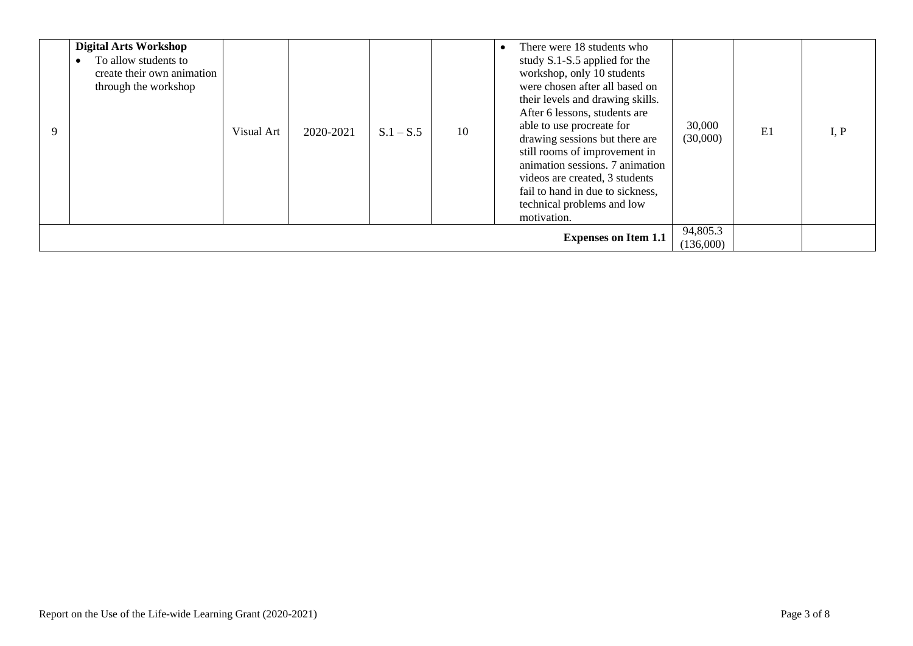| 9 | **Digital Arts Workshop**<br>• To allow students to create their own animation through the workshop | Visual Art | 2020-2021 | S.1 – S.5 | 10 | • There were 18 students who study S.1-S.5 applied for the workshop, only 10 students were chosen after all based on their levels and drawing skills. After 6 lessons, students are able to use procreate for drawing sessions but there are still rooms of improvement in animation sessions. 7 animation videos are created, 3 students fail to hand in due to sickness, technical problems and low motivation. | 30,000 (30,000) | E1 | I, P |
|---|---|---|---|---|---|---|---|---|---|
| | | | | | | **Expenses on Item 1.1** | 94,805.3 (136,000) | | |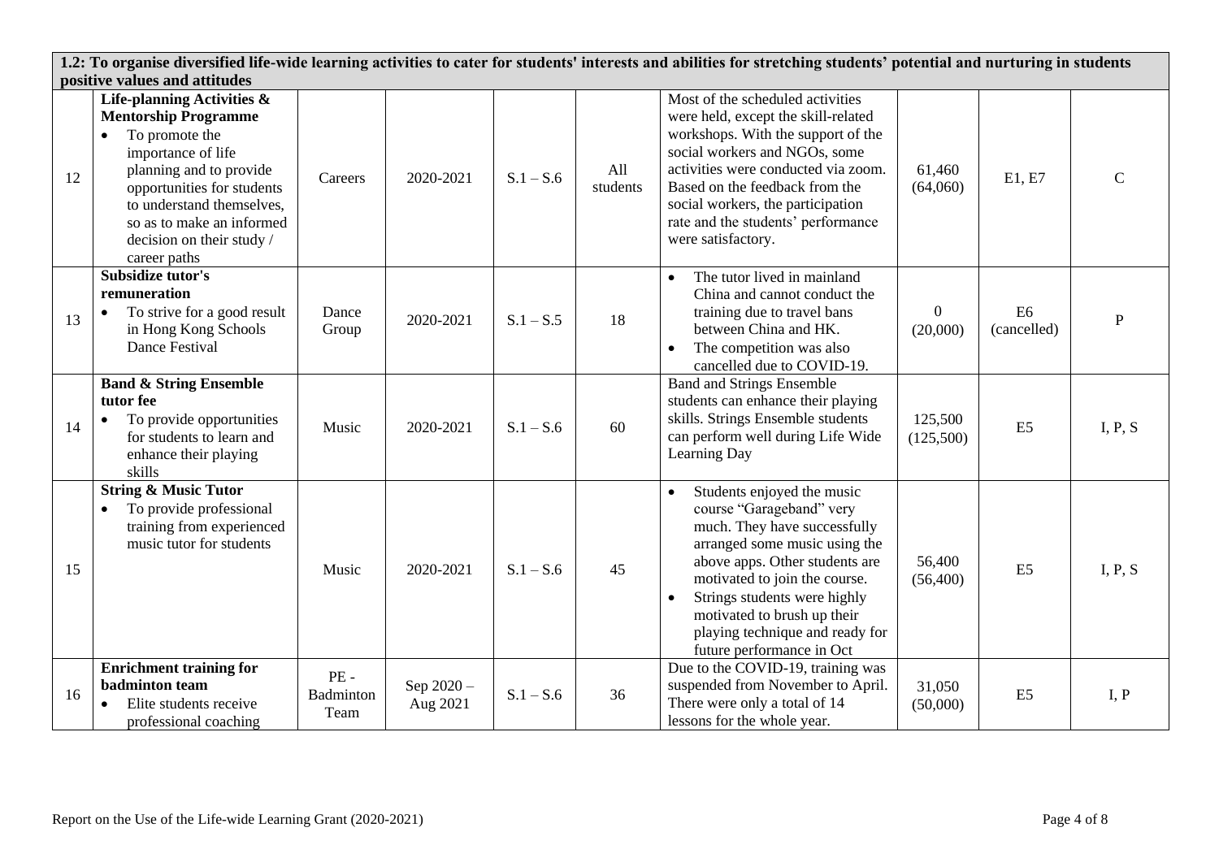| 1.2: To organise diversified life-wide learning activities to cater for students' interests and abilities for stretching students' potential and nurturing in students positive values and attitudes | | | | | | | | | |
|---|---|---|---|---|---|---|---|---|---|
| 12 | **Life-planning Activities & Mentorship Programme**<br>• To promote the importance of life planning and to provide opportunities for students to understand themselves, so as to make an informed decision on their study / career paths | Careers | 2020-2021 | S.1 – S.6 | All students | Most of the scheduled activities were held, except the skill-related workshops. With the support of the social workers and NGOs, some activities were conducted via zoom. Based on the feedback from the social workers, the participation rate and the students' performance were satisfactory. | 61,460 (64,060) | E1, E7 | C |
| 13 | **Subsidize tutor's remuneration**<br>• To strive for a good result in Hong Kong Schools Dance Festival | Dance Group | 2020-2021 | S.1 – S.5 | 18 | • The tutor lived in mainland China and cannot conduct the training due to travel bans between China and HK.<br>• The competition was also cancelled due to COVID-19. | 0 (20,000) | E6 (cancelled) | P |
| 14 | **Band & String Ensemble tutor fee**<br>• To provide opportunities for students to learn and enhance their playing skills | Music | 2020-2021 | S.1 – S.6 | 60 | Band and Strings Ensemble students can enhance their playing skills. Strings Ensemble students can perform well during Life Wide Learning Day | 125,500 (125,500) | E5 | I, P, S |
| 15 | **String & Music Tutor**<br>• To provide professional training from experienced music tutor for students | Music | 2020-2021 | S.1 – S.6 | 45 | • Students enjoyed the music course "Garageband" very much. They have successfully arranged some music using the above apps. Other students are motivated to join the course.<br>• Strings students were highly motivated to brush up their playing technique and ready for future performance in Oct | 56,400 (56,400) | E5 | I, P, S |
| 16 | **Enrichment training for badminton team**<br>• Elite students receive professional coaching | PE - Badminton Team | Sep 2020 – Aug 2021 | S.1 – S.6 | 36 | Due to the COVID-19, training was suspended from November to April. There were only a total of 14 lessons for the whole year. | 31,050 (50,000) | E5 | I, P |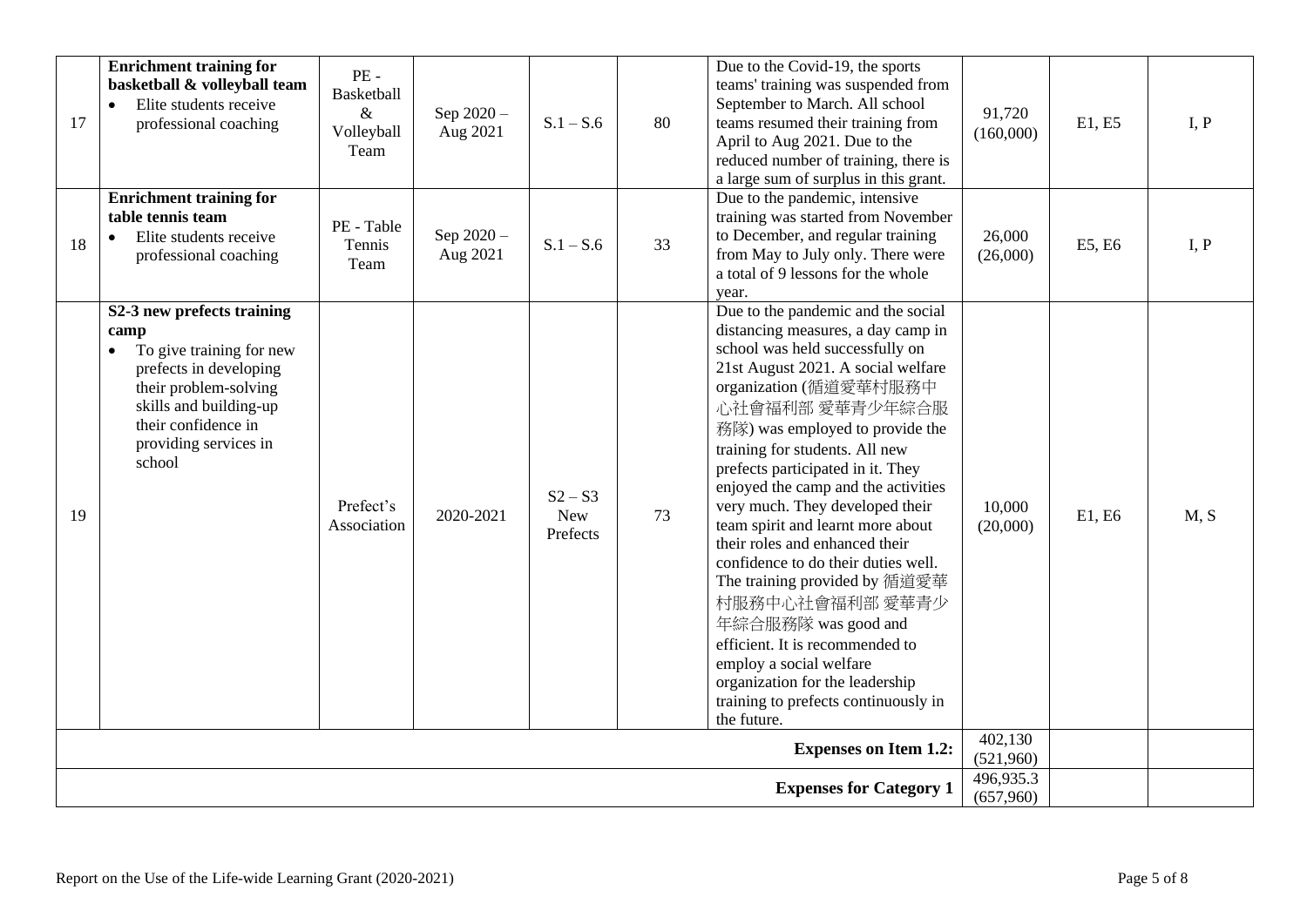| | | | | | | | | | |
|---|---|---|---|---|---|---|---|---|---|
| 17 | **Enrichment training for basketball & volleyball team**<br>• Elite students receive professional coaching | PE - Basketball & Volleyball Team | Sep 2020 – Aug 2021 | S.1 – S.6 | 80 | Due to the Covid-19, the sports teams' training was suspended from September to March. All school teams resumed their training from April to Aug 2021. Due to the reduced number of training, there is a large sum of surplus in this grant. | 91,720 (160,000) | E1, E5 | I, P |
| 18 | **Enrichment training for table tennis team**<br>• Elite students receive professional coaching | PE - Table Tennis Team | Sep 2020 – Aug 2021 | S.1 – S.6 | 33 | Due to the pandemic, intensive training was started from November to December, and regular training from May to July only. There were a total of 9 lessons for the whole year. | 26,000 (26,000) | E5, E6 | I, P |
| 19 | **S2-3 new prefects training camp**<br>• To give training for new prefects in developing their problem-solving skills and building-up their confidence in providing services in school | Prefect's Association | 2020-2021 | S2 – S3 New Prefects | 73 | Due to the pandemic and the social distancing measures, a day camp in school was held successfully on 21st August 2021. A social welfare organization (循道愛華村服務中心社會福利部 愛華青少年綜合服務隊) was employed to provide the training for students. All new prefects participated in it. They enjoyed the camp and the activities very much. They developed their team spirit and learnt more about their roles and enhanced their confidence to do their duties well. The training provided by 循道愛華村服務中心社會福利部 愛華青少年綜合服務隊 was good and efficient. It is recommended to employ a social welfare organization for the leadership training to prefects continuously in the future. | 10,000 (20,000) | E1, E6 | M, S |
| | | | | | | **Expenses on Item 1.2:** | 402,130 (521,960) | | |
| | | | | | | **Expenses for Category 1** | 496,935.3 (657,960) | | |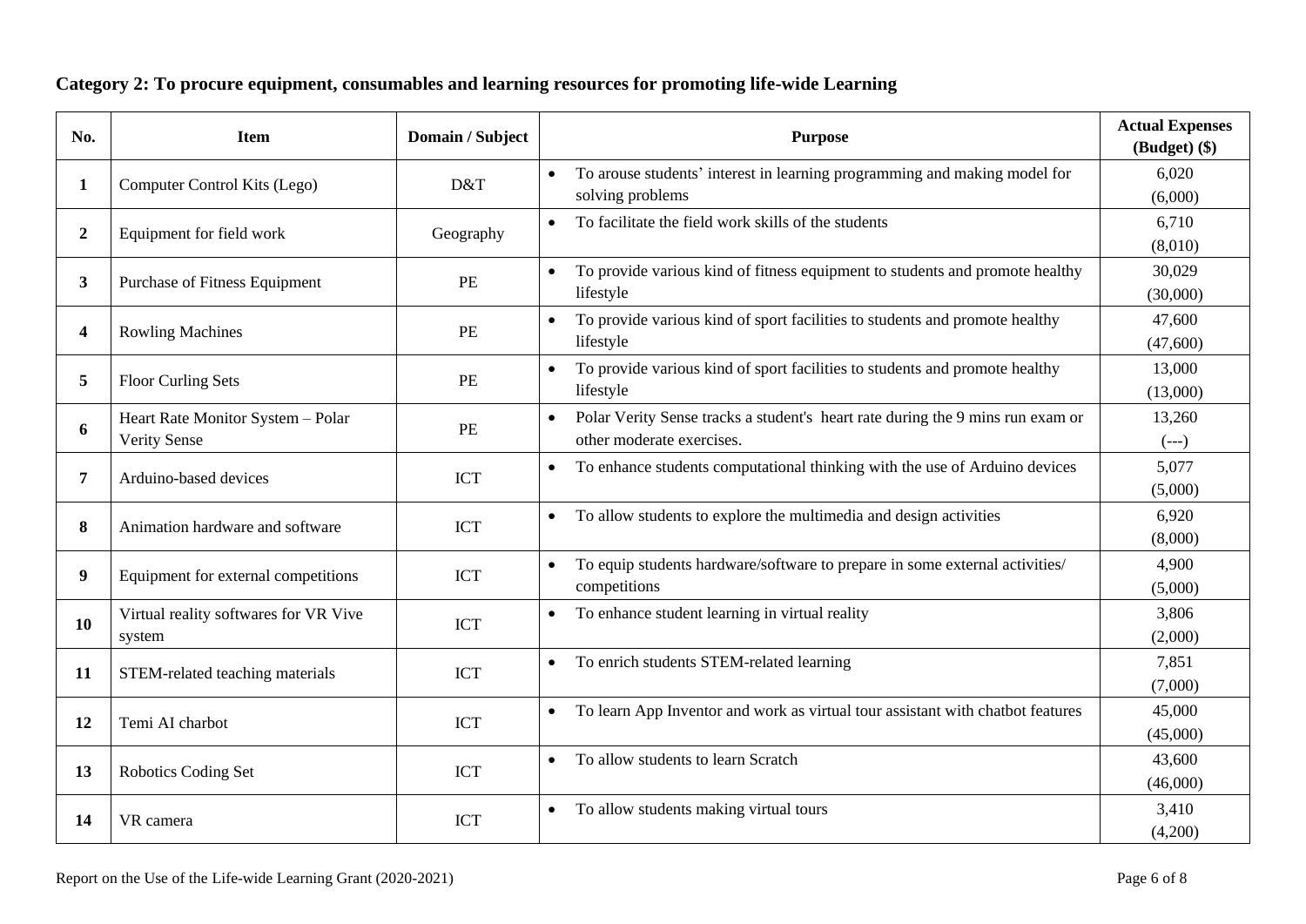## Category 2: To procure equipment, consumables and learning resources for promoting life-wide Learning

| No. | Item | Domain / Subject | Purpose | Actual Expenses (Budget) ($) |
|---|---|---|---|---|
| 1 | Computer Control Kits (Lego) | D&T | • To arouse students' interest in learning programming and making model for solving problems | 6,020 (6,000) |
| 2 | Equipment for field work | Geography | • To facilitate the field work skills of the students | 6,710 (8,010) |
| 3 | Purchase of Fitness Equipment | PE | • To provide various kind of fitness equipment to students and promote healthy lifestyle | 30,029 (30,000) |
| 4 | Rowling Machines | PE | • To provide various kind of sport facilities to students and promote healthy lifestyle | 47,600 (47,600) |
| 5 | Floor Curling Sets | PE | • To provide various kind of sport facilities to students and promote healthy lifestyle | 13,000 (13,000) |
| 6 | Heart Rate Monitor System – Polar Verity Sense | PE | • Polar Verity Sense tracks a student's heart rate during the 9 mins run exam or other moderate exercises. | 13,260 (---) |
| 7 | Arduino-based devices | ICT | • To enhance students computational thinking with the use of Arduino devices | 5,077 (5,000) |
| 8 | Animation hardware and software | ICT | • To allow students to explore the multimedia and design activities | 6,920 (8,000) |
| 9 | Equipment for external competitions | ICT | • To equip students hardware/software to prepare in some external activities/ competitions | 4,900 (5,000) |
| 10 | Virtual reality softwares for VR Vive system | ICT | • To enhance student learning in virtual reality | 3,806 (2,000) |
| 11 | STEM-related teaching materials | ICT | • To enrich students STEM-related learning | 7,851 (7,000) |
| 12 | Temi AI charbot | ICT | • To learn App Inventor and work as virtual tour assistant with chatbot features | 45,000 (45,000) |
| 13 | Robotics Coding Set | ICT | • To allow students to learn Scratch | 43,600 (46,000) |
| 14 | VR camera | ICT | • To allow students making virtual tours | 3,410 (4,200) |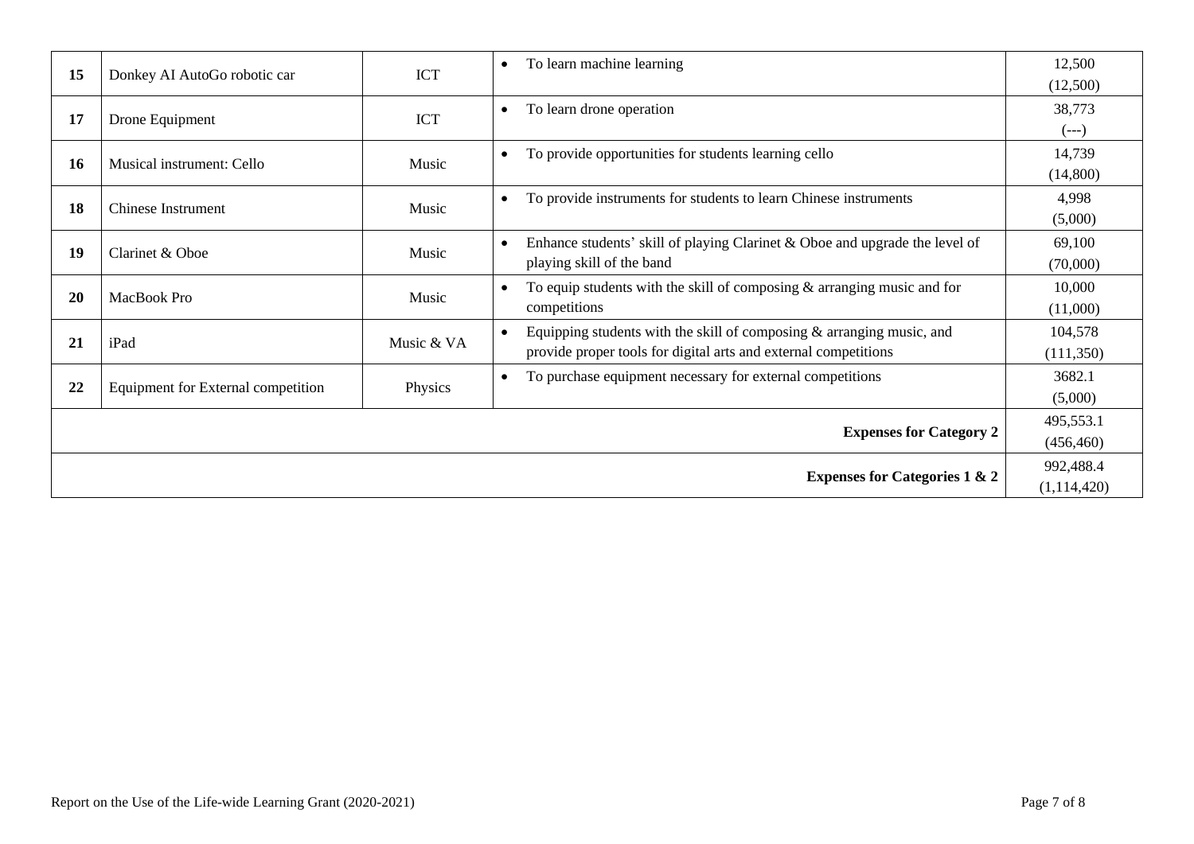| 15 | Donkey AI AutoGo robotic car | ICT | • To learn machine learning | 12,500<br>(12,500) |
|---|---|---|---|---|
| 17 | Drone Equipment | ICT | • To learn drone operation | 38,773<br>(---) |
| 16 | Musical instrument: Cello | Music | • To provide opportunities for students learning cello | 14,739<br>(14,800) |
| 18 | Chinese Instrument | Music | • To provide instruments for students to learn Chinese instruments | 4,998<br>(5,000) |
| 19 | Clarinet & Oboe | Music | • Enhance students' skill of playing Clarinet & Oboe and upgrade the level of playing skill of the band | 69,100<br>(70,000) |
| 20 | MacBook Pro | Music | • To equip students with the skill of composing & arranging music and for competitions | 10,000<br>(11,000) |
| 21 | iPad | Music & VA | • Equipping students with the skill of composing & arranging music, and provide proper tools for digital arts and external competitions | 104,578<br>(111,350) |
| 22 | Equipment for External competition | Physics | • To purchase equipment necessary for external competitions | 3682.1<br>(5,000) |
| | | | **Expenses for Category 2** | 495,553.1<br>(456,460) |
| | | | **Expenses for Categories 1 & 2** | 992,488.4<br>(1,114,420) |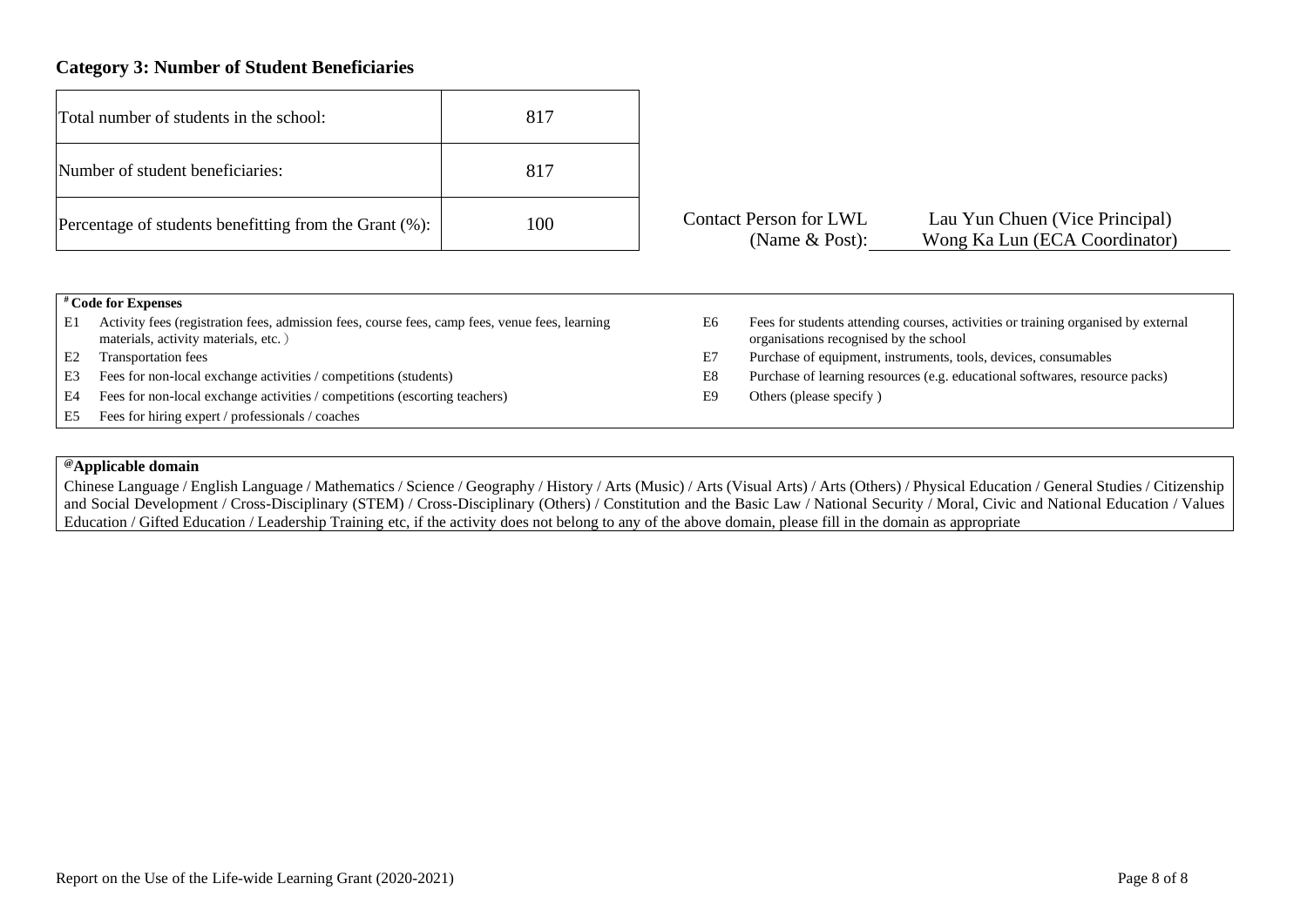## Category 3: Number of Student Beneficiaries

| | |
|---|---|
| Total number of students in the school: | 817 |
| Number of student beneficiaries: | 817 |
| Percentage of students benefitting from the Grant (%): | 100 |

Contact Person for LWL (Name & Post): Lau Yun Chuen (Vice Principal)
Wong Ka Lun (ECA Coordinator)

| # Code for Expenses | | | |
|---|---|---|---|
| E1 | Activity fees (registration fees, admission fees, course fees, camp fees, venue fees, learning materials, activity materials, etc.) | E6 | Fees for students attending courses, activities or training organised by external organisations recognised by the school |
| E2 | Transportation fees | E7 | Purchase of equipment, instruments, tools, devices, consumables |
| E3 | Fees for non-local exchange activities / competitions (students) | E8 | Purchase of learning resources (e.g. educational softwares, resource packs) |
| E4 | Fees for non-local exchange activities / competitions (escorting teachers) | E9 | Others (please specify ) |
| E5 | Fees for hiring expert / professionals / coaches | | |

**@Applicable domain**

Chinese Language / English Language / Mathematics / Science / Geography / History / Arts (Music) / Arts (Visual Arts) / Arts (Others) / Physical Education / General Studies / Citizenship and Social Development / Cross-Disciplinary (STEM) / Cross-Disciplinary (Others) / Constitution and the Basic Law / National Security / Moral, Civic and National Education / Values Education / Gifted Education / Leadership Training etc, if the activity does not belong to any of the above domain, please fill in the domain as appropriate